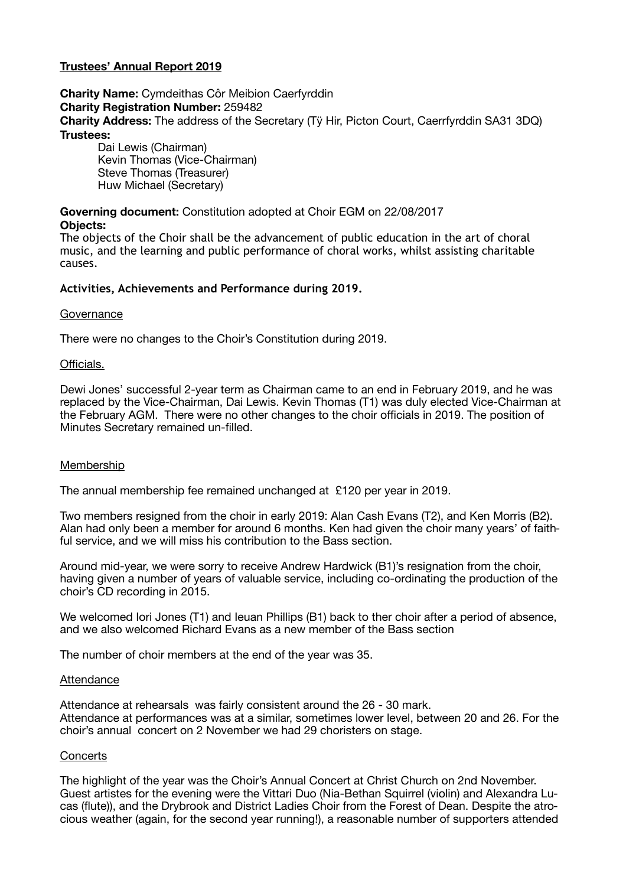**Trustees' Annual Report 2019**

**Charity Name:** Cymdeithas Côr Meibion Caerfyrddin
**Charity Registration Number:** 259482
**Charity Address:** The address of the Secretary (Tŷ Hir, Picton Court, Caerrfyrddin SA31 3DQ)
**Trustees:**

Dai Lewis (Chairman)
Kevin Thomas (Vice-Chairman)
Steve Thomas (Treasurer)
Huw Michael (Secretary)

**Governing document:** Constitution adopted at Choir EGM on 22/08/2017
**Objects:**
The objects of the Choir shall be the advancement of public education in the art of choral music, and the learning and public performance of choral works, whilst assisting charitable causes.

**Activities, Achievements and Performance during 2019.**

Governance

There were no changes to the Choir's Constitution during 2019.

Officials.

Dewi Jones' successful 2-year term as Chairman came to an end in February 2019, and he was replaced by the Vice-Chairman, Dai Lewis. Kevin Thomas (T1) was duly elected Vice-Chairman at the February AGM. There were no other changes to the choir officials in 2019. The position of Minutes Secretary remained un-filled.

Membership

The annual membership fee remained unchanged at £120 per year in 2019.

Two members resigned from the choir in early 2019: Alan Cash Evans (T2), and Ken Morris (B2). Alan had only been a member for around 6 months. Ken had given the choir many years' of faithful service, and we will miss his contribution to the Bass section.

Around mid-year, we were sorry to receive Andrew Hardwick (B1)'s resignation from the choir, having given a number of years of valuable service, including co-ordinating the production of the choir's CD recording in 2015.

We welcomed Iori Jones (T1) and Ieuan Phillips (B1) back to ther choir after a period of absence, and we also welcomed Richard Evans as a new member of the Bass section

The number of choir members at the end of the year was 35.

Attendance

Attendance at rehearsals was fairly consistent around the 26 - 30 mark.
Attendance at performances was at a similar, sometimes lower level, between 20 and 26. For the choir's annual concert on 2 November we had 29 choristers on stage.

Concerts

The highlight of the year was the Choir's Annual Concert at Christ Church on 2nd November. Guest artistes for the evening were the Vittari Duo (Nia-Bethan Squirrel (violin) and Alexandra Lucas (flute)), and the Drybrook and District Ladies Choir from the Forest of Dean. Despite the atrocious weather (again, for the second year running!), a reasonable number of supporters attended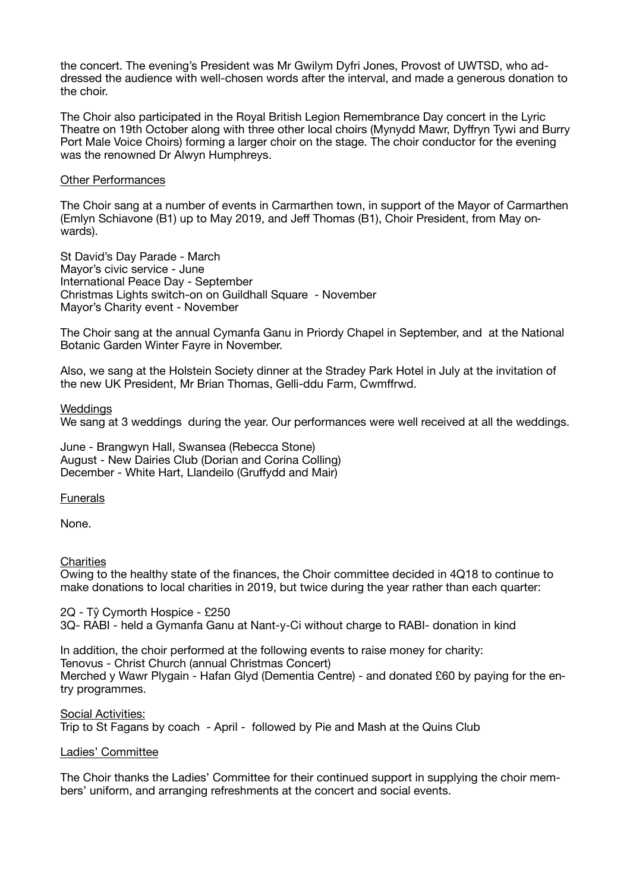the concert. The evening's President was Mr Gwilym Dyfri Jones, Provost of UWTSD, who addressed the audience with well-chosen words after the interval, and made a generous donation to the choir.

The Choir also participated in the Royal British Legion Remembrance Day concert in the Lyric Theatre on 19th October along with three other local choirs (Mynydd Mawr, Dyffryn Tywi and Burry Port Male Voice Choirs) forming a larger choir on the stage. The choir conductor for the evening was the renowned Dr Alwyn Humphreys.

## Other Performances

The Choir sang at a number of events in Carmarthen town, in support of the Mayor of Carmarthen (Emlyn Schiavone (B1) up to May 2019, and Jeff Thomas (B1), Choir President, from May onwards).

St David's Day Parade - March
Mayor's civic service - June
International Peace Day - September
Christmas Lights switch-on on Guildhall Square - November
Mayor's Charity event - November

The Choir sang at the annual Cymanfa Ganu in Priordy Chapel in September, and at the National Botanic Garden Winter Fayre in November.

Also, we sang at the Holstein Society dinner at the Stradey Park Hotel in July at the invitation of the new UK President, Mr Brian Thomas, Gelli-ddu Farm, Cwmffrwd.

## Weddings

We sang at 3 weddings during the year. Our performances were well received at all the weddings.

June - Brangwyn Hall, Swansea (Rebecca Stone)
August - New Dairies Club (Dorian and Corina Colling)
December - White Hart, Llandeilo (Gruffydd and Mair)

## Funerals

None.

## Charities

Owing to the healthy state of the finances, the Choir committee decided in 4Q18 to continue to make donations to local charities in 2019, but twice during the year rather than each quarter:

2Q - Tŷ Cymorth Hospice - £250
3Q- RABI - held a Gymanfa Ganu at Nant-y-Ci without charge to RABI- donation in kind

In addition, the choir performed at the following events to raise money for charity:
Tenovus - Christ Church (annual Christmas Concert)
Merched y Wawr Plygain - Hafan Glyd (Dementia Centre) - and donated £60 by paying for the entry programmes.

## Social Activities:

Trip to St Fagans by coach - April - followed by Pie and Mash at the Quins Club

## Ladies' Committee

The Choir thanks the Ladies' Committee for their continued support in supplying the choir members' uniform, and arranging refreshments at the concert and social events.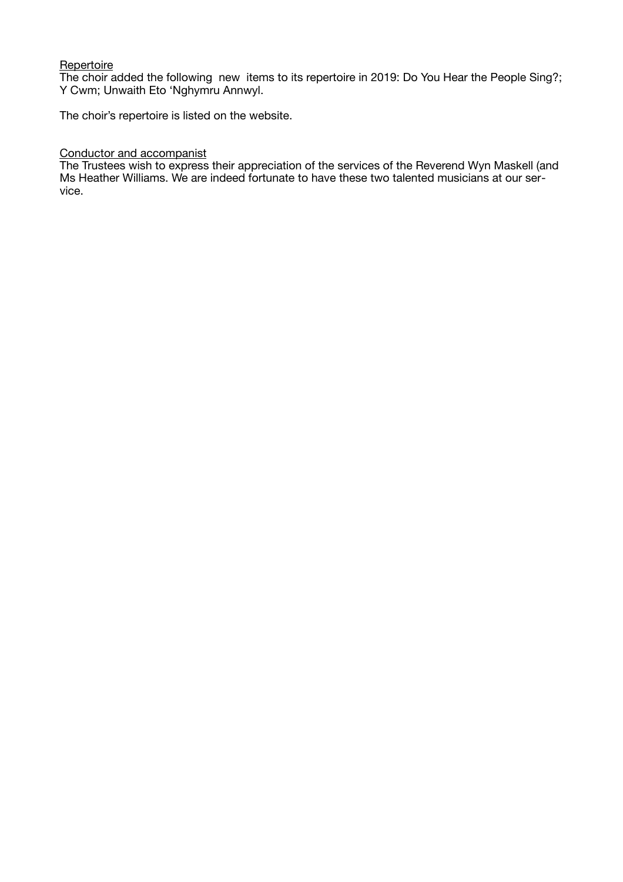<u>Repertoire</u>

The choir added the following new items to its repertoire in 2019: Do You Hear the People Sing?; Y Cwm; Unwaith Eto 'Nghymru Annwyl.

The choir's repertoire is listed on the website.

<u>Conductor and accompanist</u>

The Trustees wish to express their appreciation of the services of the Reverend Wyn Maskell (and Ms Heather Williams. We are indeed fortunate to have these two talented musicians at our service.